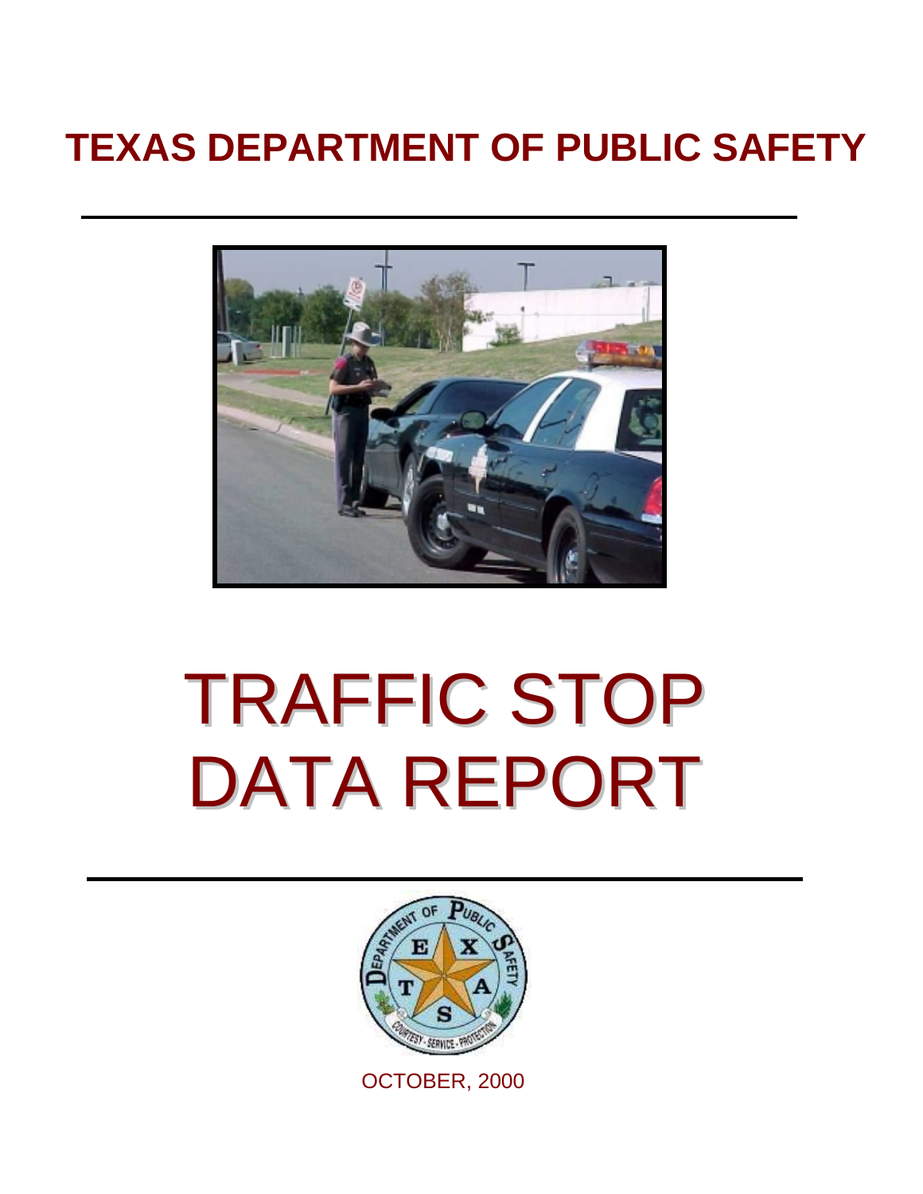# TEXAS DEPARTMENT OF PUBLIC SAFETY

# TRAFFIC STOP DATA REPORT

OCTOBER, 2000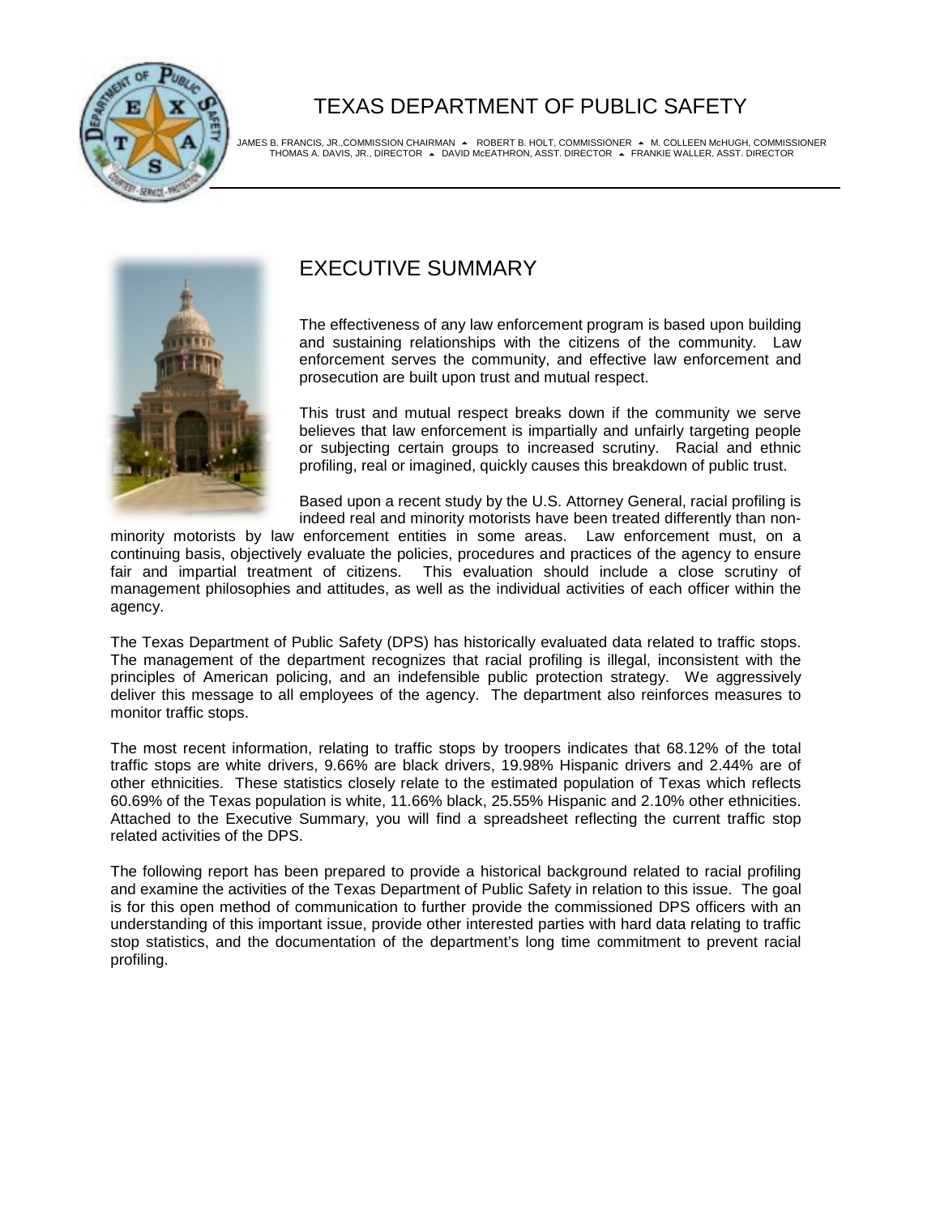# TEXAS DEPARTMENT OF PUBLIC SAFETY

JAMES B. FRANCIS, JR.,COMMISSION CHAIRMAN ▲ ROBERT B. HOLT, COMMISSIONER ▲ M. COLLEEN McHUGH, COMMISSIONER
THOMAS A. DAVIS, JR., DIRECTOR ▲ DAVID McEATHRON, ASST. DIRECTOR ▲ FRANKIE WALLER, ASST. DIRECTOR

## EXECUTIVE SUMMARY

The effectiveness of any law enforcement program is based upon building and sustaining relationships with the citizens of the community. Law enforcement serves the community, and effective law enforcement and prosecution are built upon trust and mutual respect.

This trust and mutual respect breaks down if the community we serve believes that law enforcement is impartially and unfairly targeting people or subjecting certain groups to increased scrutiny. Racial and ethnic profiling, real or imagined, quickly causes this breakdown of public trust.

Based upon a recent study by the U.S. Attorney General, racial profiling is indeed real and minority motorists have been treated differently than non-minority motorists by law enforcement entities in some areas. Law enforcement must, on a continuing basis, objectively evaluate the policies, procedures and practices of the agency to ensure fair and impartial treatment of citizens. This evaluation should include a close scrutiny of management philosophies and attitudes, as well as the individual activities of each officer within the agency.

The Texas Department of Public Safety (DPS) has historically evaluated data related to traffic stops. The management of the department recognizes that racial profiling is illegal, inconsistent with the principles of American policing, and an indefensible public protection strategy. We aggressively deliver this message to all employees of the agency. The department also reinforces measures to monitor traffic stops.

The most recent information, relating to traffic stops by troopers indicates that 68.12% of the total traffic stops are white drivers, 9.66% are black drivers, 19.98% Hispanic drivers and 2.44% are of other ethnicities. These statistics closely relate to the estimated population of Texas which reflects 60.69% of the Texas population is white, 11.66% black, 25.55% Hispanic and 2.10% other ethnicities. Attached to the Executive Summary, you will find a spreadsheet reflecting the current traffic stop related activities of the DPS.

The following report has been prepared to provide a historical background related to racial profiling and examine the activities of the Texas Department of Public Safety in relation to this issue. The goal is for this open method of communication to further provide the commissioned DPS officers with an understanding of this important issue, provide other interested parties with hard data relating to traffic stop statistics, and the documentation of the department's long time commitment to prevent racial profiling.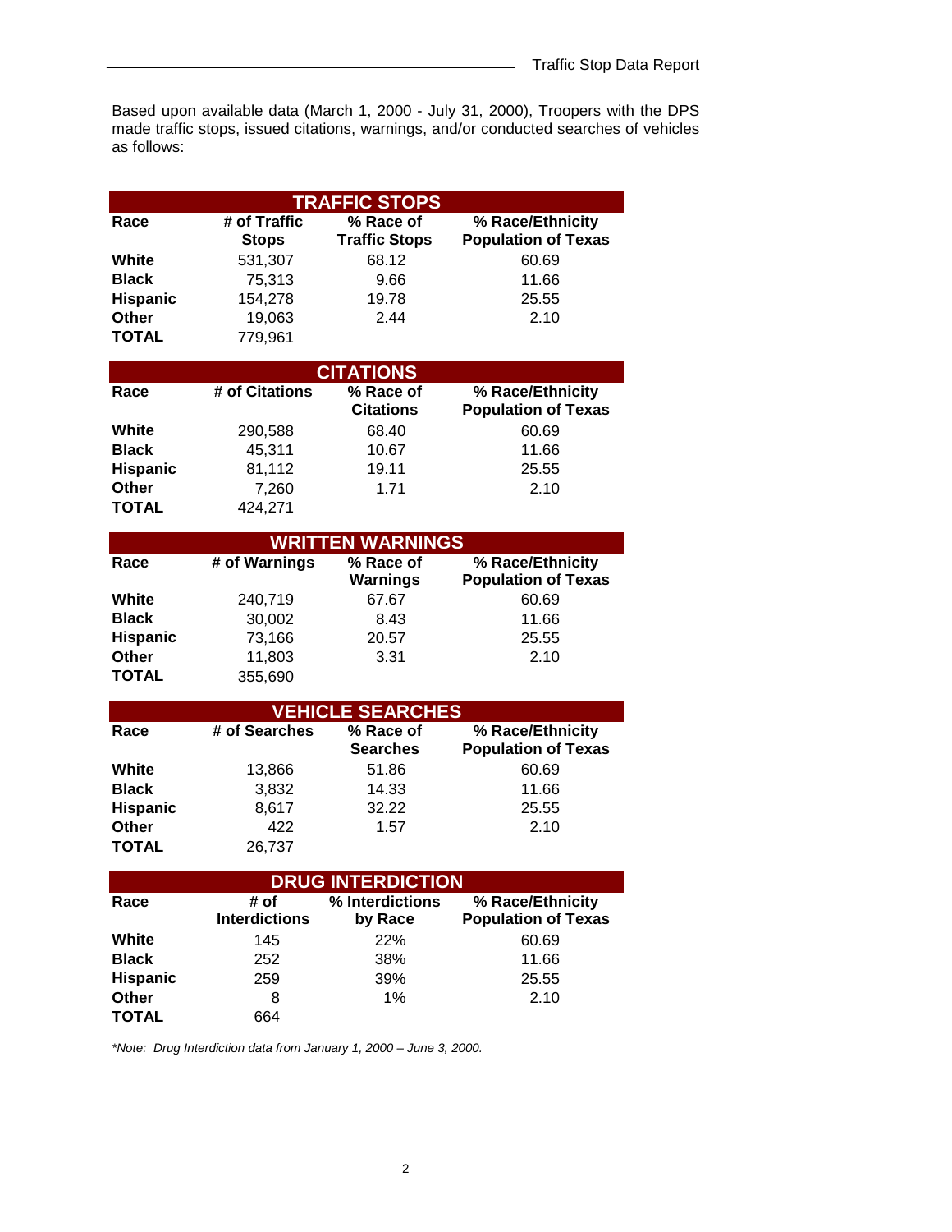Based upon available data (March 1, 2000 - July 31, 2000), Troopers with the DPS made traffic stops, issued citations, warnings, and/or conducted searches of vehicles as follows:

| TRAFFIC STOPS | | | |
|---|---|---|---|
| **Race** | **# of Traffic Stops** | **% Race of Traffic Stops** | **% Race/Ethnicity Population of Texas** |
| **White** | 531,307 | 68.12 | 60.69 |
| **Black** | 75,313 | 9.66 | 11.66 |
| **Hispanic** | 154,278 | 19.78 | 25.55 |
| **Other** | 19,063 | 2.44 | 2.10 |
| **TOTAL** | 779,961 | | |

| CITATIONS | | | |
|---|---|---|---|
| **Race** | **# of Citations** | **% Race of Citations** | **% Race/Ethnicity Population of Texas** |
| **White** | 290,588 | 68.40 | 60.69 |
| **Black** | 45,311 | 10.67 | 11.66 |
| **Hispanic** | 81,112 | 19.11 | 25.55 |
| **Other** | 7,260 | 1.71 | 2.10 |
| **TOTAL** | 424,271 | | |

| WRITTEN WARNINGS | | | |
|---|---|---|---|
| **Race** | **# of Warnings** | **% Race of Warnings** | **% Race/Ethnicity Population of Texas** |
| **White** | 240,719 | 67.67 | 60.69 |
| **Black** | 30,002 | 8.43 | 11.66 |
| **Hispanic** | 73,166 | 20.57 | 25.55 |
| **Other** | 11,803 | 3.31 | 2.10 |
| **TOTAL** | 355,690 | | |

| VEHICLE SEARCHES | | | |
|---|---|---|---|
| **Race** | **# of Searches** | **% Race of Searches** | **% Race/Ethnicity Population of Texas** |
| **White** | 13,866 | 51.86 | 60.69 |
| **Black** | 3,832 | 14.33 | 11.66 |
| **Hispanic** | 8,617 | 32.22 | 25.55 |
| **Other** | 422 | 1.57 | 2.10 |
| **TOTAL** | 26,737 | | |

| DRUG INTERDICTION | | | |
|---|---|---|---|
| **Race** | **# of Interdictions** | **% Interdictions by Race** | **% Race/Ethnicity Population of Texas** |
| **White** | 145 | 22% | 60.69 |
| **Black** | 252 | 38% | 11.66 |
| **Hispanic** | 259 | 39% | 25.55 |
| **Other** | 8 | 1% | 2.10 |
| **TOTAL** | 664 | | |

*\*Note: Drug Interdiction data from January 1, 2000 – June 3, 2000.*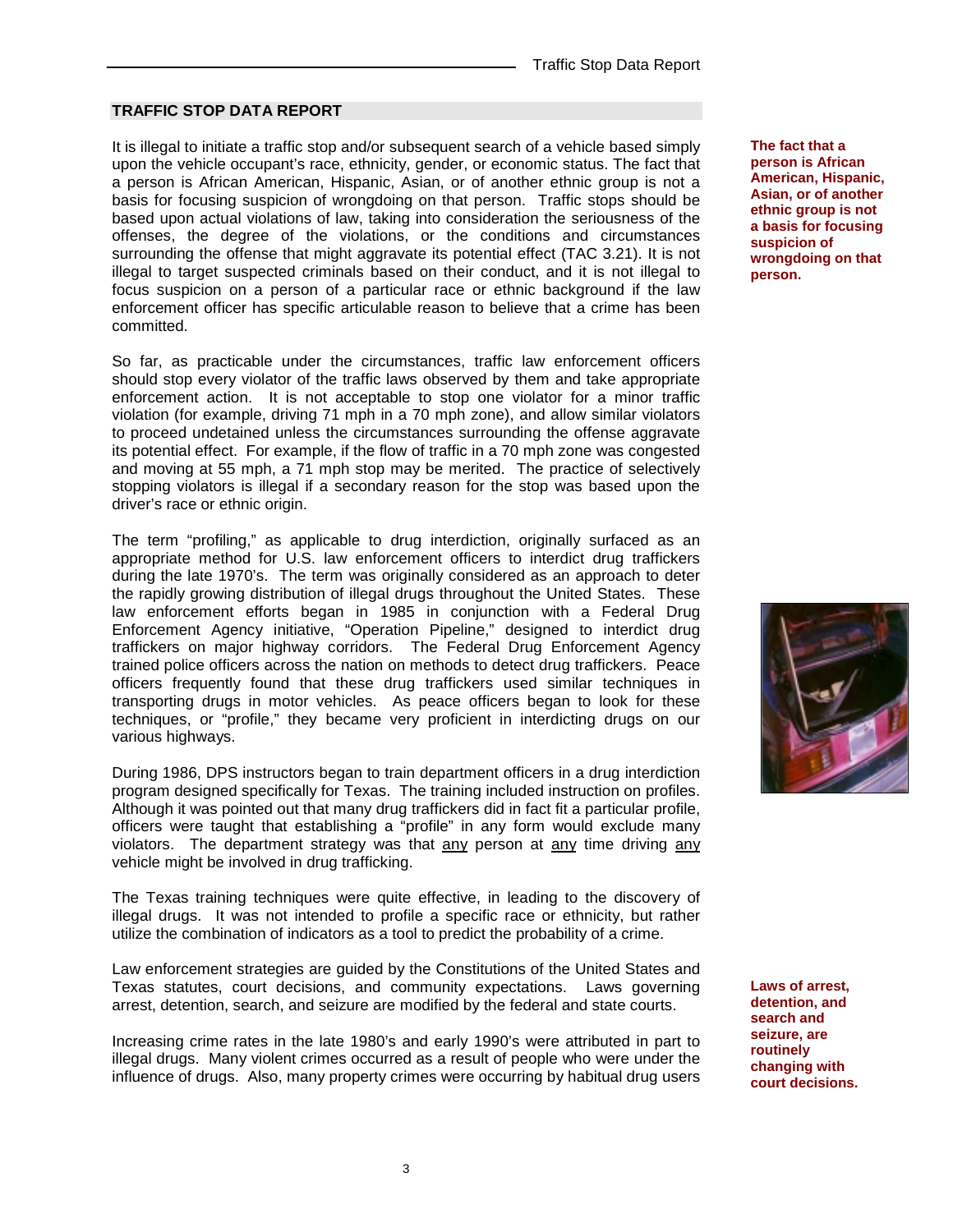## TRAFFIC STOP DATA REPORT

It is illegal to initiate a traffic stop and/or subsequent search of a vehicle based simply upon the vehicle occupant's race, ethnicity, gender, or economic status. The fact that a person is African American, Hispanic, Asian, or of another ethnic group is not a basis for focusing suspicion of wrongdoing on that person. Traffic stops should be based upon actual violations of law, taking into consideration the seriousness of the offenses, the degree of the violations, or the conditions and circumstances surrounding the offense that might aggravate its potential effect (TAC 3.21). It is not illegal to target suspected criminals based on their conduct, and it is not illegal to focus suspicion on a person of a particular race or ethnic background if the law enforcement officer has specific articulable reason to believe that a crime has been committed.

**The fact that a person is African American, Hispanic, Asian, or of another ethnic group is not a basis for focusing suspicion of wrongdoing on that person.**

So far, as practicable under the circumstances, traffic law enforcement officers should stop every violator of the traffic laws observed by them and take appropriate enforcement action. It is not acceptable to stop one violator for a minor traffic violation (for example, driving 71 mph in a 70 mph zone), and allow similar violators to proceed undetained unless the circumstances surrounding the offense aggravate its potential effect. For example, if the flow of traffic in a 70 mph zone was congested and moving at 55 mph, a 71 mph stop may be merited. The practice of selectively stopping violators is illegal if a secondary reason for the stop was based upon the driver's race or ethnic origin.

The term "profiling," as applicable to drug interdiction, originally surfaced as an appropriate method for U.S. law enforcement officers to interdict drug traffickers during the late 1970's. The term was originally considered as an approach to deter the rapidly growing distribution of illegal drugs throughout the United States. These law enforcement efforts began in 1985 in conjunction with a Federal Drug Enforcement Agency initiative, "Operation Pipeline," designed to interdict drug traffickers on major highway corridors. The Federal Drug Enforcement Agency trained police officers across the nation on methods to detect drug traffickers. Peace officers frequently found that these drug traffickers used similar techniques in transporting drugs in motor vehicles. As peace officers began to look for these techniques, or "profile," they became very proficient in interdicting drugs on our various highways.

During 1986, DPS instructors began to train department officers in a drug interdiction program designed specifically for Texas. The training included instruction on profiles. Although it was pointed out that many drug traffickers did in fact fit a particular profile, officers were taught that establishing a "profile" in any form would exclude many violators. The department strategy was that <u>any</u> person at <u>any</u> time driving <u>any</u> vehicle might be involved in drug trafficking.

The Texas training techniques were quite effective, in leading to the discovery of illegal drugs. It was not intended to profile a specific race or ethnicity, but rather utilize the combination of indicators as a tool to predict the probability of a crime.

Law enforcement strategies are guided by the Constitutions of the United States and Texas statutes, court decisions, and community expectations. Laws governing arrest, detention, search, and seizure are modified by the federal and state courts.

**Laws of arrest, detention, and search and seizure, are routinely changing with court decisions.**

Increasing crime rates in the late 1980's and early 1990's were attributed in part to illegal drugs. Many violent crimes occurred as a result of people who were under the influence of drugs. Also, many property crimes were occurring by habitual drug users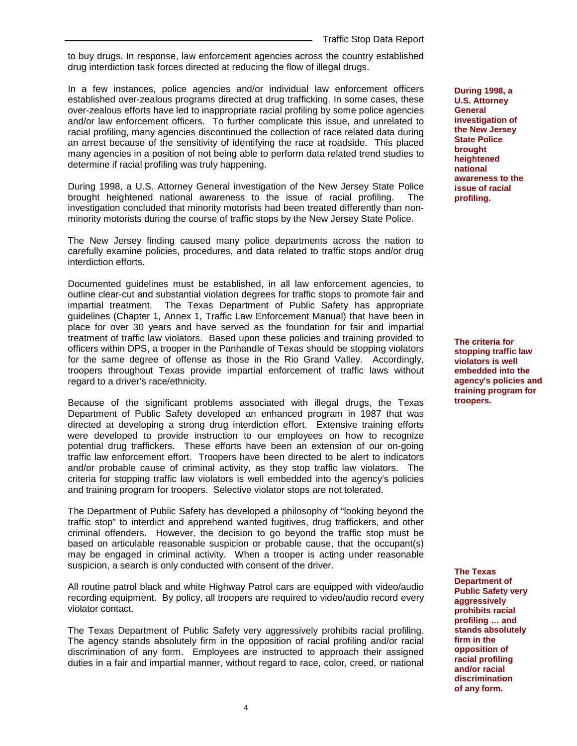to buy drugs. In response, law enforcement agencies across the country established drug interdiction task forces directed at reducing the flow of illegal drugs.

In a few instances, police agencies and/or individual law enforcement officers established over-zealous programs directed at drug trafficking. In some cases, these over-zealous efforts have led to inappropriate racial profiling by some police agencies and/or law enforcement officers. To further complicate this issue, and unrelated to racial profiling, many agencies discontinued the collection of race related data during an arrest because of the sensitivity of identifying the race at roadside. This placed many agencies in a position of not being able to perform data related trend studies to determine if racial profiling was truly happening.

**During 1998, a U.S. Attorney General investigation of the New Jersey State Police brought heightened national awareness to the issue of racial profiling.**

During 1998, a U.S. Attorney General investigation of the New Jersey State Police brought heightened national awareness to the issue of racial profiling. The investigation concluded that minority motorists had been treated differently than non-minority motorists during the course of traffic stops by the New Jersey State Police.

The New Jersey finding caused many police departments across the nation to carefully examine policies, procedures, and data related to traffic stops and/or drug interdiction efforts.

Documented guidelines must be established, in all law enforcement agencies, to outline clear-cut and substantial violation degrees for traffic stops to promote fair and impartial treatment. The Texas Department of Public Safety has appropriate guidelines (Chapter 1, Annex 1, Traffic Law Enforcement Manual) that have been in place for over 30 years and have served as the foundation for fair and impartial treatment of traffic law violators. Based upon these policies and training provided to officers within DPS, a trooper in the Panhandle of Texas should be stopping violators for the same degree of offense as those in the Rio Grand Valley. Accordingly, troopers throughout Texas provide impartial enforcement of traffic laws without regard to a driver's race/ethnicity.

**The criteria for stopping traffic law violators is well embedded into the agency's policies and training program for troopers.**

Because of the significant problems associated with illegal drugs, the Texas Department of Public Safety developed an enhanced program in 1987 that was directed at developing a strong drug interdiction effort. Extensive training efforts were developed to provide instruction to our employees on how to recognize potential drug traffickers. These efforts have been an extension of our on-going traffic law enforcement effort. Troopers have been directed to be alert to indicators and/or probable cause of criminal activity, as they stop traffic law violators. The criteria for stopping traffic law violators is well embedded into the agency's policies and training program for troopers. Selective violator stops are not tolerated.

The Department of Public Safety has developed a philosophy of "looking beyond the traffic stop" to interdict and apprehend wanted fugitives, drug traffickers, and other criminal offenders. However, the decision to go beyond the traffic stop must be based on articulable reasonable suspicion or probable cause, that the occupant(s) may be engaged in criminal activity. When a trooper is acting under reasonable suspicion, a search is only conducted with consent of the driver.

All routine patrol black and white Highway Patrol cars are equipped with video/audio recording equipment. By policy, all troopers are required to video/audio record every violator contact.

**The Texas Department of Public Safety very aggressively prohibits racial profiling … and stands absolutely firm in the opposition of racial profiling and/or racial discrimination of any form.**

The Texas Department of Public Safety very aggressively prohibits racial profiling. The agency stands absolutely firm in the opposition of racial profiling and/or racial discrimination of any form. Employees are instructed to approach their assigned duties in a fair and impartial manner, without regard to race, color, creed, or national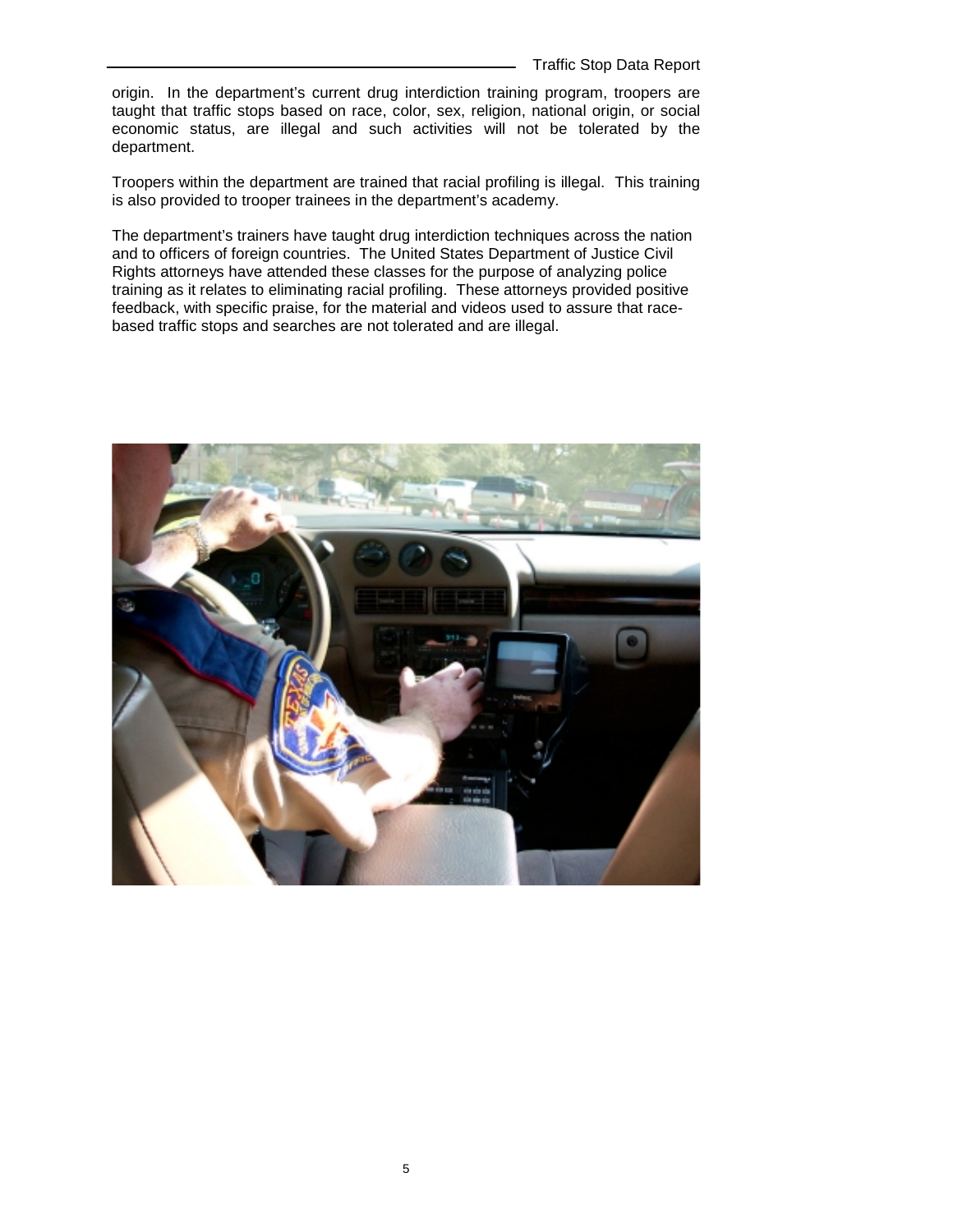origin. In the department's current drug interdiction training program, troopers are taught that traffic stops based on race, color, sex, religion, national origin, or social economic status, are illegal and such activities will not be tolerated by the department.

Troopers within the department are trained that racial profiling is illegal. This training is also provided to trooper trainees in the department's academy.

The department's trainers have taught drug interdiction techniques across the nation and to officers of foreign countries. The United States Department of Justice Civil Rights attorneys have attended these classes for the purpose of analyzing police training as it relates to eliminating racial profiling. These attorneys provided positive feedback, with specific praise, for the material and videos used to assure that race-based traffic stops and searches are not tolerated and are illegal.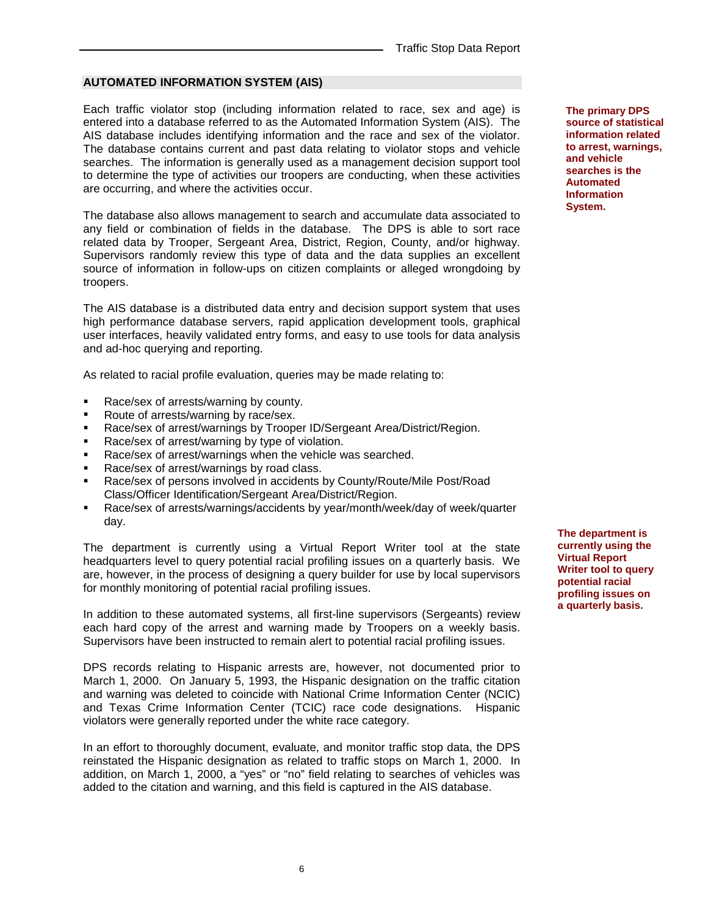## AUTOMATED INFORMATION SYSTEM (AIS)

**The primary DPS source of statistical information related to arrest, warnings, and vehicle searches is the Automated Information System.**

Each traffic violator stop (including information related to race, sex and age) is entered into a database referred to as the Automated Information System (AIS). The AIS database includes identifying information and the race and sex of the violator. The database contains current and past data relating to violator stops and vehicle searches. The information is generally used as a management decision support tool to determine the type of activities our troopers are conducting, when these activities are occurring, and where the activities occur.

The database also allows management to search and accumulate data associated to any field or combination of fields in the database. The DPS is able to sort race related data by Trooper, Sergeant Area, District, Region, County, and/or highway. Supervisors randomly review this type of data and the data supplies an excellent source of information in follow-ups on citizen complaints or alleged wrongdoing by troopers.

The AIS database is a distributed data entry and decision support system that uses high performance database servers, rapid application development tools, graphical user interfaces, heavily validated entry forms, and easy to use tools for data analysis and ad-hoc querying and reporting.

As related to racial profile evaluation, queries may be made relating to:

- Race/sex of arrests/warning by county.
- Route of arrests/warning by race/sex.
- Race/sex of arrest/warnings by Trooper ID/Sergeant Area/District/Region.
- Race/sex of arrest/warning by type of violation.
- Race/sex of arrest/warnings when the vehicle was searched.
- Race/sex of arrest/warnings by road class.
- Race/sex of persons involved in accidents by County/Route/Mile Post/Road Class/Officer Identification/Sergeant Area/District/Region.
- Race/sex of arrests/warnings/accidents by year/month/week/day of week/quarter day.

**The department is currently using the Virtual Report Writer tool to query potential racial profiling issues on a quarterly basis.**

The department is currently using a Virtual Report Writer tool at the state headquarters level to query potential racial profiling issues on a quarterly basis. We are, however, in the process of designing a query builder for use by local supervisors for monthly monitoring of potential racial profiling issues.

In addition to these automated systems, all first-line supervisors (Sergeants) review each hard copy of the arrest and warning made by Troopers on a weekly basis. Supervisors have been instructed to remain alert to potential racial profiling issues.

DPS records relating to Hispanic arrests are, however, not documented prior to March 1, 2000. On January 5, 1993, the Hispanic designation on the traffic citation and warning was deleted to coincide with National Crime Information Center (NCIC) and Texas Crime Information Center (TCIC) race code designations. Hispanic violators were generally reported under the white race category.

In an effort to thoroughly document, evaluate, and monitor traffic stop data, the DPS reinstated the Hispanic designation as related to traffic stops on March 1, 2000. In addition, on March 1, 2000, a "yes" or "no" field relating to searches of vehicles was added to the citation and warning, and this field is captured in the AIS database.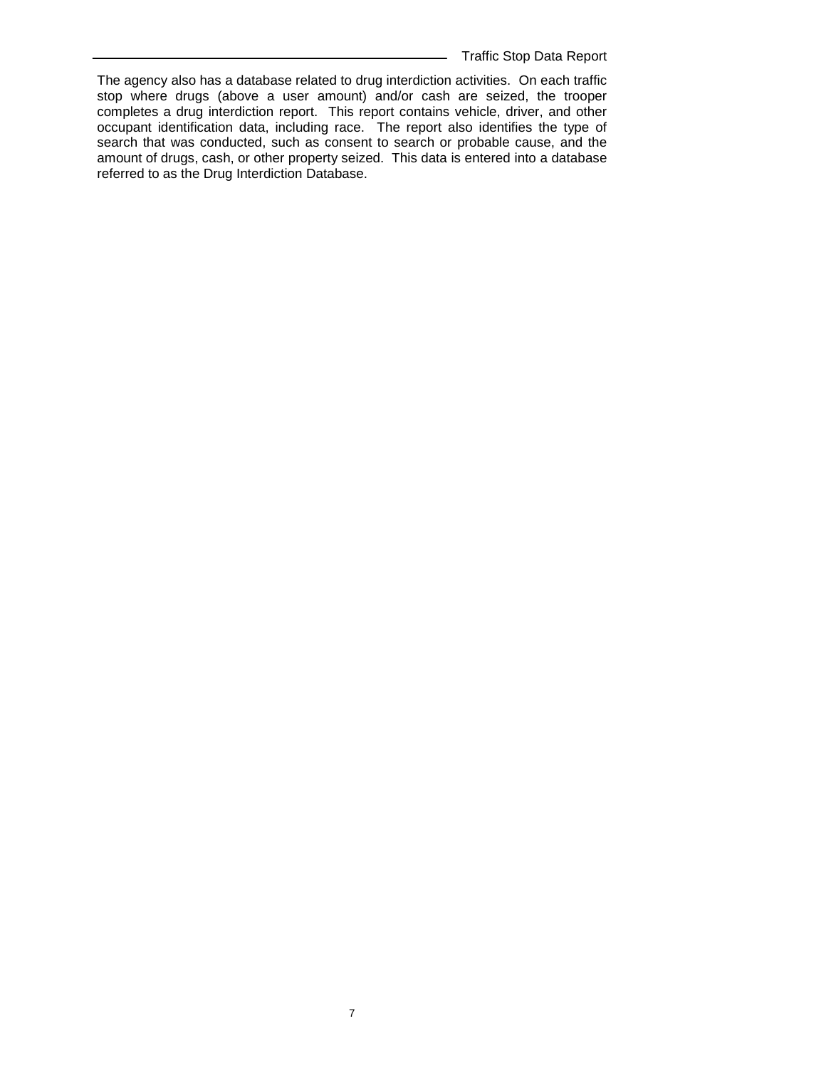The agency also has a database related to drug interdiction activities. On each traffic stop where drugs (above a user amount) and/or cash are seized, the trooper completes a drug interdiction report. This report contains vehicle, driver, and other occupant identification data, including race. The report also identifies the type of search that was conducted, such as consent to search or probable cause, and the amount of drugs, cash, or other property seized. This data is entered into a database referred to as the Drug Interdiction Database.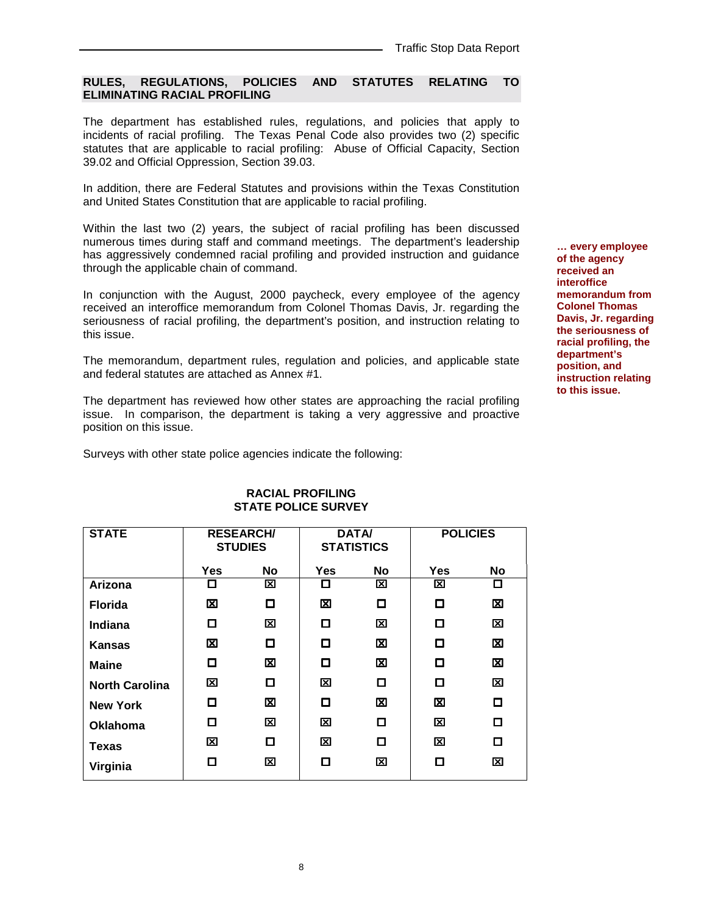## RULES, REGULATIONS, POLICIES AND STATUTES RELATING TO ELIMINATING RACIAL PROFILING

The department has established rules, regulations, and policies that apply to incidents of racial profiling. The Texas Penal Code also provides two (2) specific statutes that are applicable to racial profiling: Abuse of Official Capacity, Section 39.02 and Official Oppression, Section 39.03.

In addition, there are Federal Statutes and provisions within the Texas Constitution and United States Constitution that are applicable to racial profiling.

Within the last two (2) years, the subject of racial profiling has been discussed numerous times during staff and command meetings. The department's leadership has aggressively condemned racial profiling and provided instruction and guidance through the applicable chain of command.

In conjunction with the August, 2000 paycheck, every employee of the agency received an interoffice memorandum from Colonel Thomas Davis, Jr. regarding the seriousness of racial profiling, the department's position, and instruction relating to this issue.

**… every employee of the agency received an interoffice memorandum from Colonel Thomas Davis, Jr. regarding the seriousness of racial profiling, the department's position, and instruction relating to this issue.**

The memorandum, department rules, regulation and policies, and applicable state and federal statutes are attached as Annex #1.

The department has reviewed how other states are approaching the racial profiling issue. In comparison, the department is taking a very aggressive and proactive position on this issue.

Surveys with other state police agencies indicate the following:

**RACIAL PROFILING**
**STATE POLICE SURVEY**

| STATE | RESEARCH/ STUDIES | | DATA/ STATISTICS | | POLICIES | |
|---|---|---|---|---|---|---|
| | Yes | No | Yes | No | Yes | No |
| Arizona | ☐ | ☒ | ☐ | ☒ | ☒ | ☐ |
| Florida | ☒ | ☐ | ☒ | ☐ | ☐ | ☒ |
| Indiana | ☐ | ☒ | ☐ | ☒ | ☐ | ☒ |
| Kansas | ☒ | ☐ | ☐ | ☒ | ☐ | ☒ |
| Maine | ☐ | ☒ | ☐ | ☒ | ☐ | ☒ |
| North Carolina | ☒ | ☐ | ☒ | ☐ | ☐ | ☒ |
| New York | ☐ | ☒ | ☐ | ☒ | ☒ | ☐ |
| Oklahoma | ☐ | ☒ | ☒ | ☐ | ☒ | ☐ |
| Texas | ☒ | ☐ | ☒ | ☐ | ☒ | ☐ |
| Virginia | ☐ | ☒ | ☐ | ☒ | ☐ | ☒ |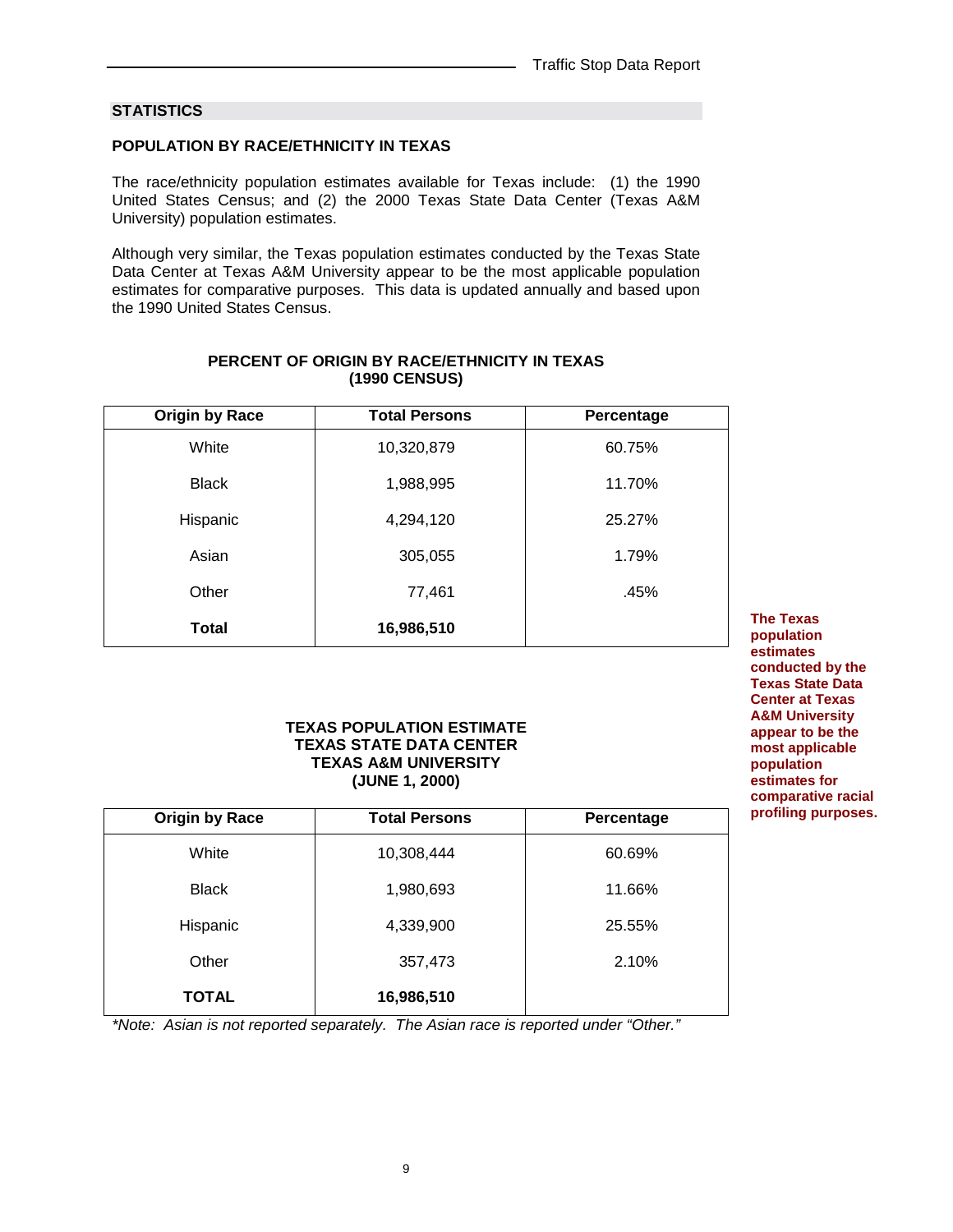## STATISTICS

### POPULATION BY RACE/ETHNICITY IN TEXAS

The race/ethnicity population estimates available for Texas include: (1) the 1990 United States Census; and (2) the 2000 Texas State Data Center (Texas A&M University) population estimates.

Although very similar, the Texas population estimates conducted by the Texas State Data Center at Texas A&M University appear to be the most applicable population estimates for comparative purposes. This data is updated annually and based upon the 1990 United States Census.

**PERCENT OF ORIGIN BY RACE/ETHNICITY IN TEXAS (1990 CENSUS)**

| Origin by Race | Total Persons | Percentage |
|---|---|---|
| White | 10,320,879 | 60.75% |
| Black | 1,988,995 | 11.70% |
| Hispanic | 4,294,120 | 25.27% |
| Asian | 305,055 | 1.79% |
| Other | 77,461 | .45% |
| **Total** | **16,986,510** | |

**The Texas population estimates conducted by the Texas State Data Center at Texas A&M University appear to be the most applicable population estimates for comparative racial profiling purposes.**

**TEXAS POPULATION ESTIMATE TEXAS STATE DATA CENTER TEXAS A&M UNIVERSITY (JUNE 1, 2000)**

| Origin by Race | Total Persons | Percentage |
|---|---|---|
| White | 10,308,444 | 60.69% |
| Black | 1,980,693 | 11.66% |
| Hispanic | 4,339,900 | 25.55% |
| Other | 357,473 | 2.10% |
| **TOTAL** | **16,986,510** | |

*\*Note: Asian is not reported separately. The Asian race is reported under "Other."*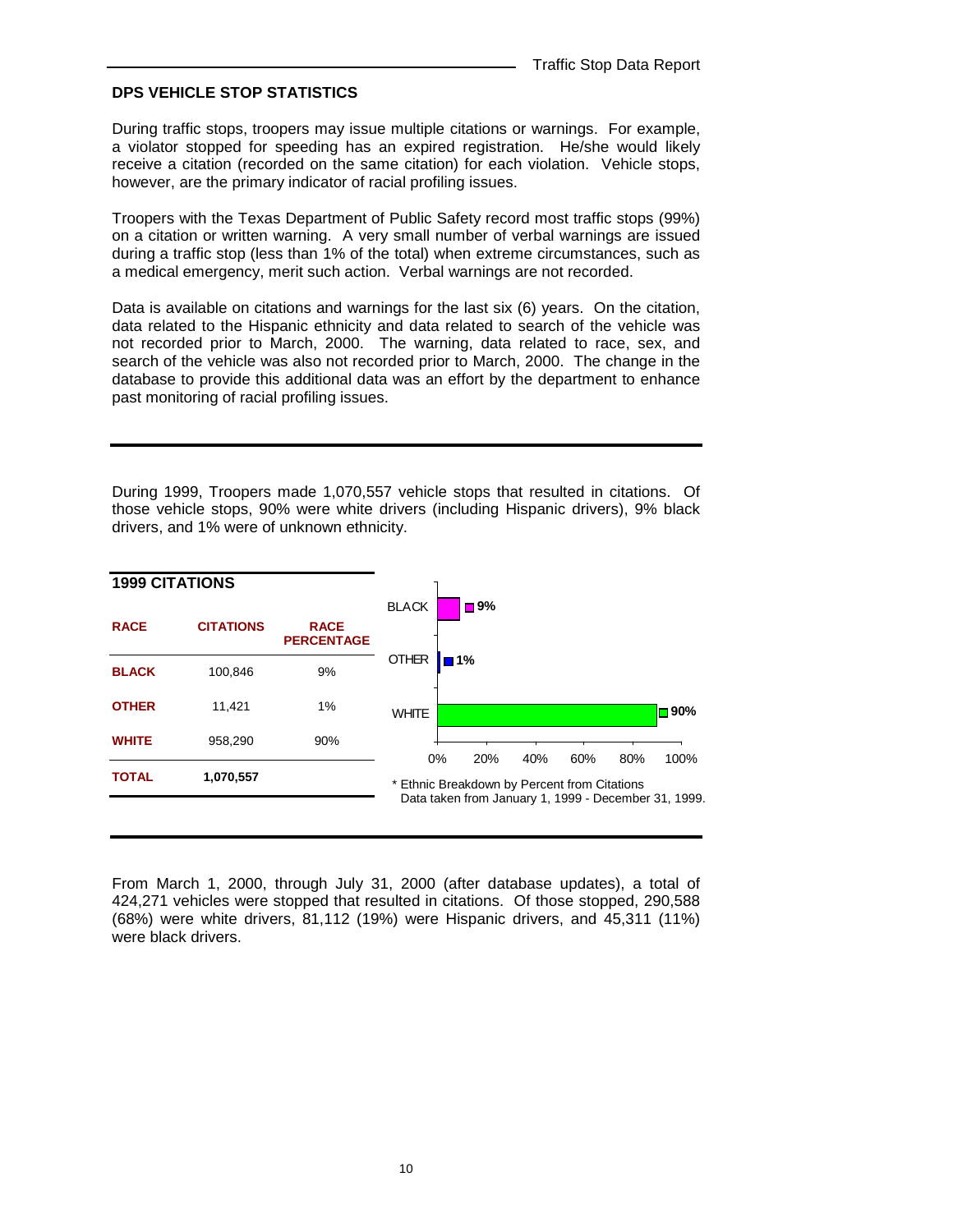## DPS VEHICLE STOP STATISTICS

During traffic stops, troopers may issue multiple citations or warnings. For example, a violator stopped for speeding has an expired registration. He/she would likely receive a citation (recorded on the same citation) for each violation. Vehicle stops, however, are the primary indicator of racial profiling issues.

Troopers with the Texas Department of Public Safety record most traffic stops (99%) on a citation or written warning. A very small number of verbal warnings are issued during a traffic stop (less than 1% of the total) when extreme circumstances, such as a medical emergency, merit such action. Verbal warnings are not recorded.

Data is available on citations and warnings for the last six (6) years. On the citation, data related to the Hispanic ethnicity and data related to search of the vehicle was not recorded prior to March, 2000. The warning, data related to race, sex, and search of the vehicle was also not recorded prior to March, 2000. The change in the database to provide this additional data was an effort by the department to enhance past monitoring of racial profiling issues.

---

During 1999, Troopers made 1,070,557 vehicle stops that resulted in citations. Of those vehicle stops, 90% were white drivers (including Hispanic drivers), 9% black drivers, and 1% were of unknown ethnicity.

### 1999 CITATIONS

| RACE | CITATIONS | RACE PERCENTAGE |
|---|---|---|
| BLACK | 100,846 | 9% |
| OTHER | 11,421 | 1% |
| WHITE | 958,290 | 90% |
| TOTAL | 1,070,557 | |

BLACK 9%
OTHER 1%
WHITE 90%

0% 20% 40% 60% 80% 100%

* Ethnic Breakdown by Percent from Citations
Data taken from January 1, 1999 - December 31, 1999.

---

From March 1, 2000, through July 31, 2000 (after database updates), a total of 424,271 vehicles were stopped that resulted in citations. Of those stopped, 290,588 (68%) were white drivers, 81,112 (19%) were Hispanic drivers, and 45,311 (11%) were black drivers.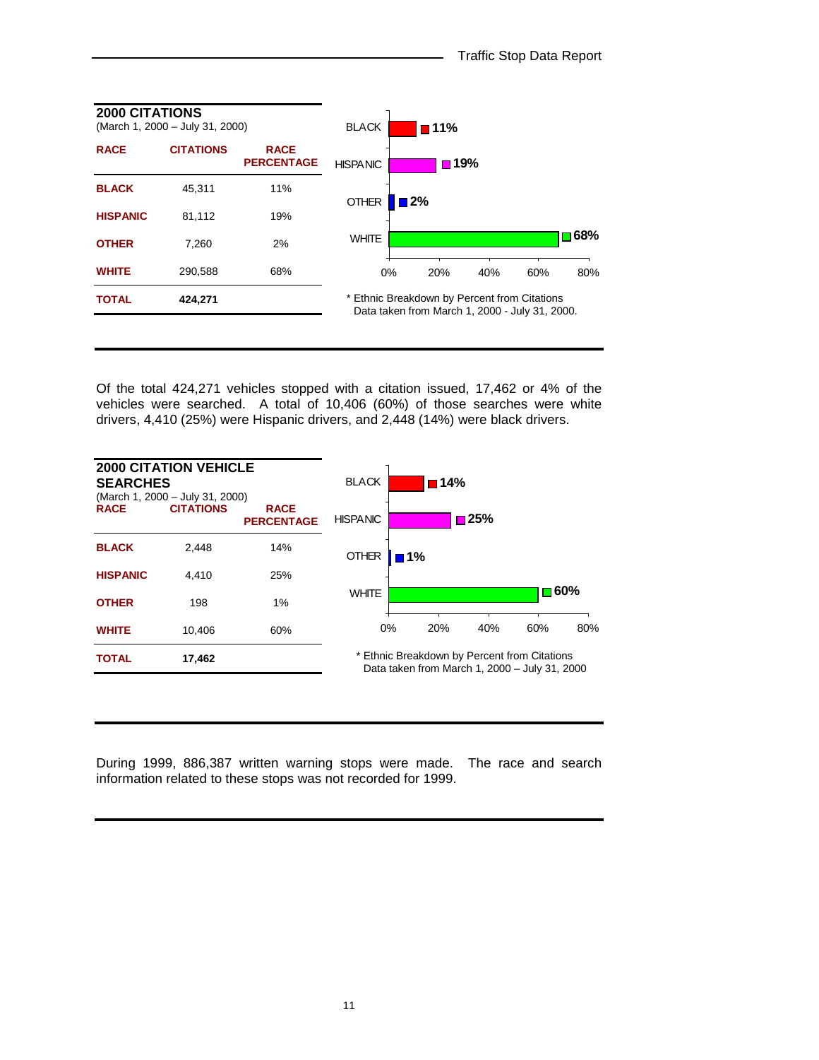## 2000 CITATIONS

(March 1, 2000 – July 31, 2000)

| RACE | CITATIONS | RACE PERCENTAGE |
|---|---|---|
| BLACK | 45,311 | 11% |
| HISPANIC | 81,112 | 19% |
| OTHER | 7,260 | 2% |
| WHITE | 290,588 | 68% |
| TOTAL | 424,271 | |

| | Percent |
|---|---|
| BLACK | 11% |
| HISPANIC | 19% |
| OTHER | 2% |
| WHITE | 68% |

* Ethnic Breakdown by Percent from Citations
Data taken from March 1, 2000 - July 31, 2000.

Of the total 424,271 vehicles stopped with a citation issued, 17,462 or 4% of the vehicles were searched. A total of 10,406 (60%) of those searches were white drivers, 4,410 (25%) were Hispanic drivers, and 2,448 (14%) were black drivers.

## 2000 CITATION VEHICLE SEARCHES

(March 1, 2000 – July 31, 2000)

| RACE | CITATIONS | RACE PERCENTAGE |
|---|---|---|
| BLACK | 2,448 | 14% |
| HISPANIC | 4,410 | 25% |
| OTHER | 198 | 1% |
| WHITE | 10,406 | 60% |
| TOTAL | 17,462 | |

| | Percent |
|---|---|
| BLACK | 14% |
| HISPANIC | 25% |
| OTHER | 1% |
| WHITE | 60% |

* Ethnic Breakdown by Percent from Citations
Data taken from March 1, 2000 – July 31, 2000

During 1999, 886,387 written warning stops were made. The race and search information related to these stops was not recorded for 1999.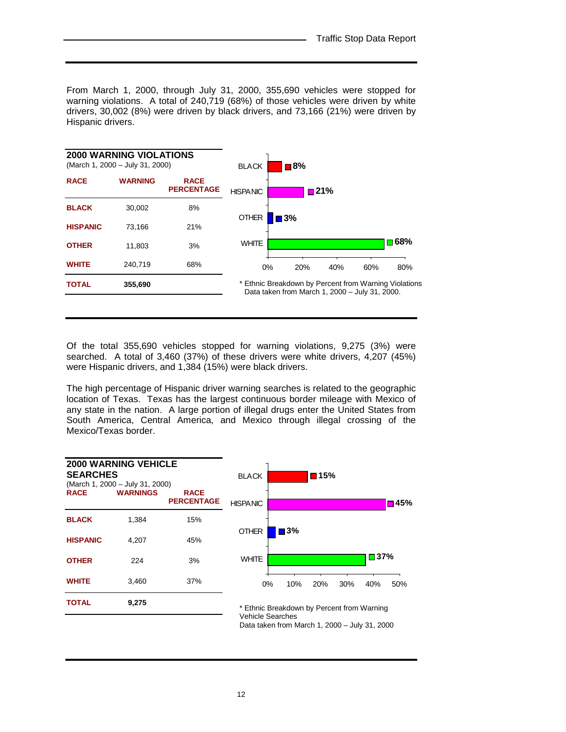From March 1, 2000, through July 31, 2000, 355,690 vehicles were stopped for warning violations. A total of 240,719 (68%) of those vehicles were driven by white drivers, 30,002 (8%) were driven by black drivers, and 73,166 (21%) were driven by Hispanic drivers.

**2000 WARNING VIOLATIONS**
(March 1, 2000 – July 31, 2000)

| RACE | WARNING | RACE PERCENTAGE |
|---|---|---|
| BLACK | 30,002 | 8% |
| HISPANIC | 73,166 | 21% |
| OTHER | 11,803 | 3% |
| WHITE | 240,719 | 68% |
| **TOTAL** | **355,690** | |

| | |
|---|---|
| BLACK | 8% |
| HISPANIC | 21% |
| OTHER | 3% |
| WHITE | 68% |

\* Ethnic Breakdown by Percent from Warning Violations
Data taken from March 1, 2000 – July 31, 2000.

Of the total 355,690 vehicles stopped for warning violations, 9,275 (3%) were searched. A total of 3,460 (37%) of these drivers were white drivers, 4,207 (45%) were Hispanic drivers, and 1,384 (15%) were black drivers.

The high percentage of Hispanic driver warning searches is related to the geographic location of Texas. Texas has the largest continuous border mileage with Mexico of any state in the nation. A large portion of illegal drugs enter the United States from South America, Central America, and Mexico through illegal crossing of the Mexico/Texas border.

**2000 WARNING VEHICLE SEARCHES**
(March 1, 2000 – July 31, 2000)

| RACE | WARNINGS | RACE PERCENTAGE |
|---|---|---|
| BLACK | 1,384 | 15% |
| HISPANIC | 4,207 | 45% |
| OTHER | 224 | 3% |
| WHITE | 3,460 | 37% |
| **TOTAL** | **9,275** | |

| | |
|---|---|
| BLACK | 15% |
| HISPANIC | 45% |
| OTHER | 3% |
| WHITE | 37% |

\* Ethnic Breakdown by Percent from Warning Vehicle Searches
Data taken from March 1, 2000 – July 31, 2000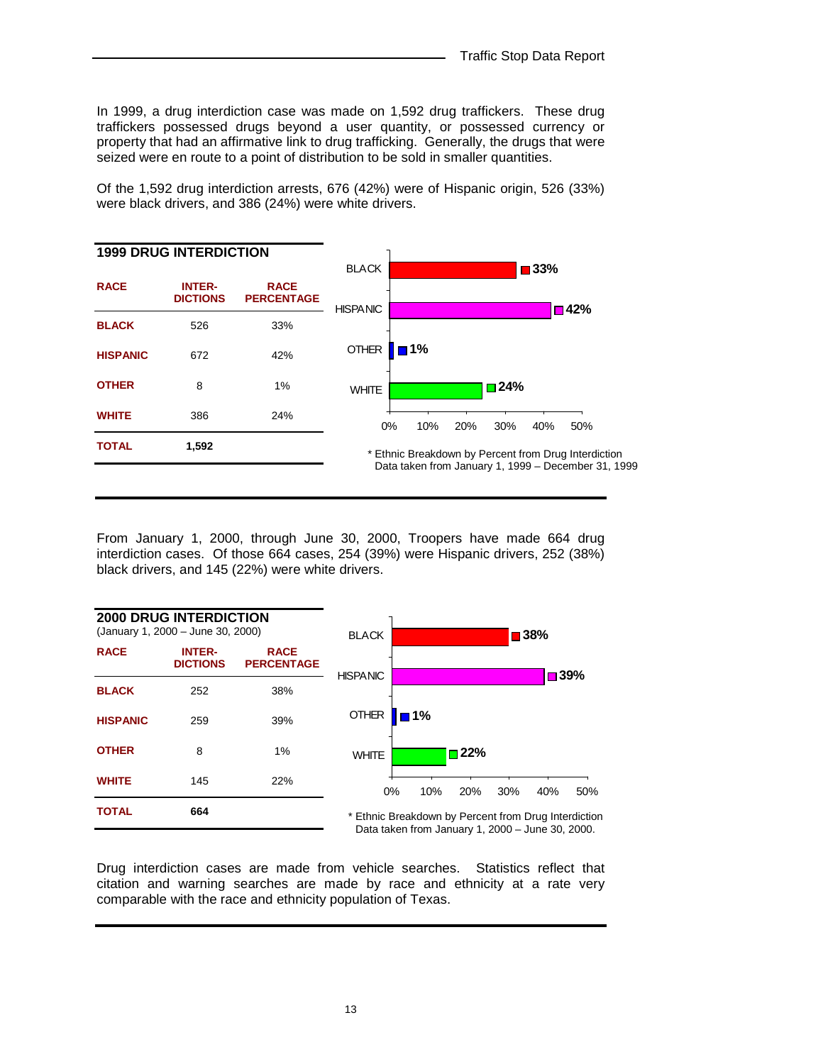In 1999, a drug interdiction case was made on 1,592 drug traffickers. These drug traffickers possessed drugs beyond a user quantity, or possessed currency or property that had an affirmative link to drug trafficking. Generally, the drugs that were seized were en route to a point of distribution to be sold in smaller quantities.

Of the 1,592 drug interdiction arrests, 676 (42%) were of Hispanic origin, 526 (33%) were black drivers, and 386 (24%) were white drivers.

**1999 DRUG INTERDICTION**

| RACE | INTER-DICTIONS | RACE PERCENTAGE |
|---|---|---|
| BLACK | 526 | 33% |
| HISPANIC | 672 | 42% |
| OTHER | 8 | 1% |
| WHITE | 386 | 24% |
| TOTAL | 1,592 | |

| | Percentage |
|---|---|
| BLACK | 33% |
| HISPANIC | 42% |
| OTHER | 1% |
| WHITE | 24% |

\* Ethnic Breakdown by Percent from Drug Interdiction Data taken from January 1, 1999 – December 31, 1999

From January 1, 2000, through June 30, 2000, Troopers have made 664 drug interdiction cases. Of those 664 cases, 254 (39%) were Hispanic drivers, 252 (38%) black drivers, and 145 (22%) were white drivers.

**2000 DRUG INTERDICTION**
(January 1, 2000 – June 30, 2000)

| RACE | INTER-DICTIONS | RACE PERCENTAGE |
|---|---|---|
| BLACK | 252 | 38% |
| HISPANIC | 259 | 39% |
| OTHER | 8 | 1% |
| WHITE | 145 | 22% |
| TOTAL | 664 | |

| | Percentage |
|---|---|
| BLACK | 38% |
| HISPANIC | 39% |
| OTHER | 1% |
| WHITE | 22% |

\* Ethnic Breakdown by Percent from Drug Interdiction Data taken from January 1, 2000 – June 30, 2000.

Drug interdiction cases are made from vehicle searches. Statistics reflect that citation and warning searches are made by race and ethnicity at a rate very comparable with the race and ethnicity population of Texas.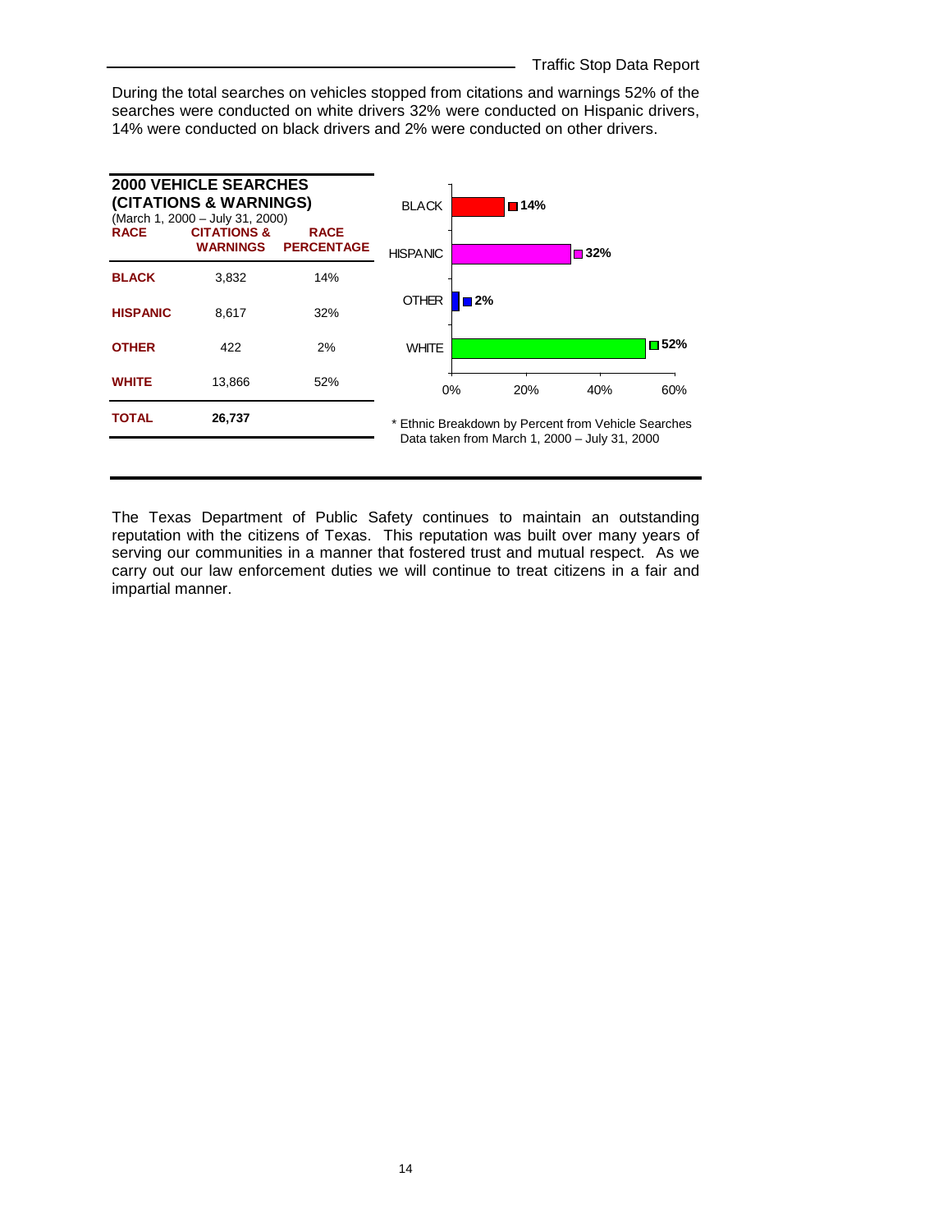During the total searches on vehicles stopped from citations and warnings 52% of the searches were conducted on white drivers 32% were conducted on Hispanic drivers, 14% were conducted on black drivers and 2% were conducted on other drivers.

**2000 VEHICLE SEARCHES (CITATIONS & WARNINGS)**
(March 1, 2000 – July 31, 2000)

| RACE | CITATIONS & WARNINGS | RACE PERCENTAGE |
|---|---|---|
| **BLACK** | 3,832 | 14% |
| **HISPANIC** | 8,617 | 32% |
| **OTHER** | 422 | 2% |
| **WHITE** | 13,866 | 52% |
| **TOTAL** | **26,737** | |

| RACE | PERCENT |
|---|---|
| BLACK | 14% |
| HISPANIC | 32% |
| OTHER | 2% |
| WHITE | 52% |

\* Ethnic Breakdown by Percent from Vehicle Searches
Data taken from March 1, 2000 – July 31, 2000

The Texas Department of Public Safety continues to maintain an outstanding reputation with the citizens of Texas. This reputation was built over many years of serving our communities in a manner that fostered trust and mutual respect. As we carry out our law enforcement duties we will continue to treat citizens in a fair and impartial manner.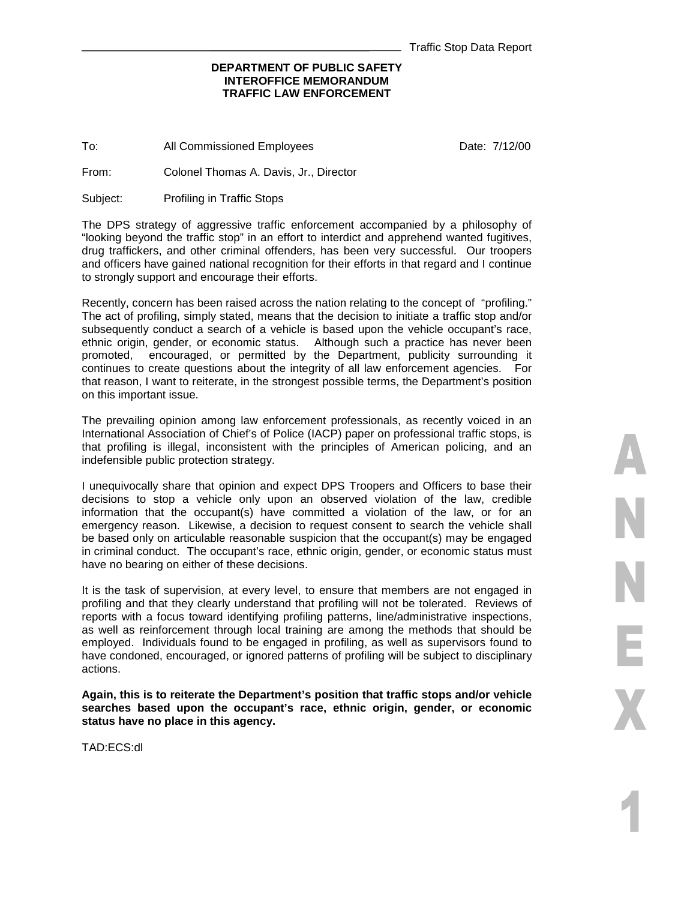**DEPARTMENT OF PUBLIC SAFETY**
**INTEROFFICE MEMORANDUM**
**TRAFFIC LAW ENFORCEMENT**

To: All Commissioned Employees Date: 7/12/00

From: Colonel Thomas A. Davis, Jr., Director

Subject: Profiling in Traffic Stops

The DPS strategy of aggressive traffic enforcement accompanied by a philosophy of "looking beyond the traffic stop" in an effort to interdict and apprehend wanted fugitives, drug traffickers, and other criminal offenders, has been very successful. Our troopers and officers have gained national recognition for their efforts in that regard and I continue to strongly support and encourage their efforts.

Recently, concern has been raised across the nation relating to the concept of "profiling." The act of profiling, simply stated, means that the decision to initiate a traffic stop and/or subsequently conduct a search of a vehicle is based upon the vehicle occupant's race, ethnic origin, gender, or economic status. Although such a practice has never been promoted, encouraged, or permitted by the Department, publicity surrounding it continues to create questions about the integrity of all law enforcement agencies. For that reason, I want to reiterate, in the strongest possible terms, the Department's position on this important issue.

The prevailing opinion among law enforcement professionals, as recently voiced in an International Association of Chief's of Police (IACP) paper on professional traffic stops, is that profiling is illegal, inconsistent with the principles of American policing, and an indefensible public protection strategy.

I unequivocally share that opinion and expect DPS Troopers and Officers to base their decisions to stop a vehicle only upon an observed violation of the law, credible information that the occupant(s) have committed a violation of the law, or for an emergency reason. Likewise, a decision to request consent to search the vehicle shall be based only on articulable reasonable suspicion that the occupant(s) may be engaged in criminal conduct. The occupant's race, ethnic origin, gender, or economic status must have no bearing on either of these decisions.

It is the task of supervision, at every level, to ensure that members are not engaged in profiling and that they clearly understand that profiling will not be tolerated. Reviews of reports with a focus toward identifying profiling patterns, line/administrative inspections, as well as reinforcement through local training are among the methods that should be employed. Individuals found to be engaged in profiling, as well as supervisors found to have condoned, encouraged, or ignored patterns of profiling will be subject to disciplinary actions.

**Again, this is to reiterate the Department's position that traffic stops and/or vehicle searches based upon the occupant's race, ethnic origin, gender, or economic status have no place in this agency.**

TAD:ECS:dl

ANNEX 1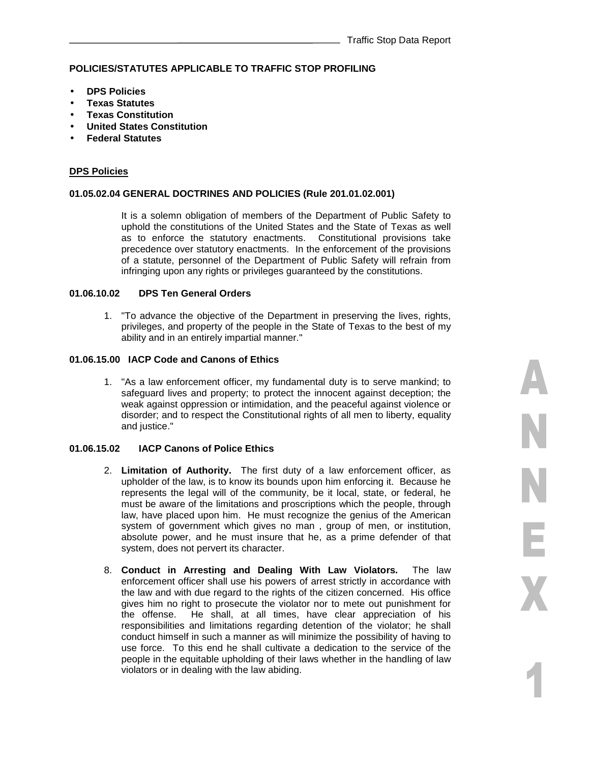**POLICIES/STATUTES APPLICABLE TO TRAFFIC STOP PROFILING**

- **DPS Policies**
- **Texas Statutes**
- **Texas Constitution**
- **United States Constitution**
- **Federal Statutes**

**DPS Policies**

**01.05.02.04 GENERAL DOCTRINES AND POLICIES (Rule 201.01.02.001)**

It is a solemn obligation of members of the Department of Public Safety to uphold the constitutions of the United States and the State of Texas as well as to enforce the statutory enactments. Constitutional provisions take precedence over statutory enactments. In the enforcement of the provisions of a statute, personnel of the Department of Public Safety will refrain from infringing upon any rights or privileges guaranteed by the constitutions.

**01.06.10.02 DPS Ten General Orders**

1. "To advance the objective of the Department in preserving the lives, rights, privileges, and property of the people in the State of Texas to the best of my ability and in an entirely impartial manner."

**01.06.15.00 IACP Code and Canons of Ethics**

1. "As a law enforcement officer, my fundamental duty is to serve mankind; to safeguard lives and property; to protect the innocent against deception; the weak against oppression or intimidation, and the peaceful against violence or disorder; and to respect the Constitutional rights of all men to liberty, equality and justice."

**01.06.15.02 IACP Canons of Police Ethics**

2. **Limitation of Authority.** The first duty of a law enforcement officer, as upholder of the law, is to know its bounds upon him enforcing it. Because he represents the legal will of the community, be it local, state, or federal, he must be aware of the limitations and proscriptions which the people, through law, have placed upon him. He must recognize the genius of the American system of government which gives no man , group of men, or institution, absolute power, and he must insure that he, as a prime defender of that system, does not pervert its character.

8. **Conduct in Arresting and Dealing With Law Violators.** The law enforcement officer shall use his powers of arrest strictly in accordance with the law and with due regard to the rights of the citizen concerned. His office gives him no right to prosecute the violator nor to mete out punishment for the offense. He shall, at all times, have clear appreciation of his responsibilities and limitations regarding detention of the violator; he shall conduct himself in such a manner as will minimize the possibility of having to use force. To this end he shall cultivate a dedication to the service of the people in the equitable upholding of their laws whether in the handling of law violators or in dealing with the law abiding.

ANNEX 1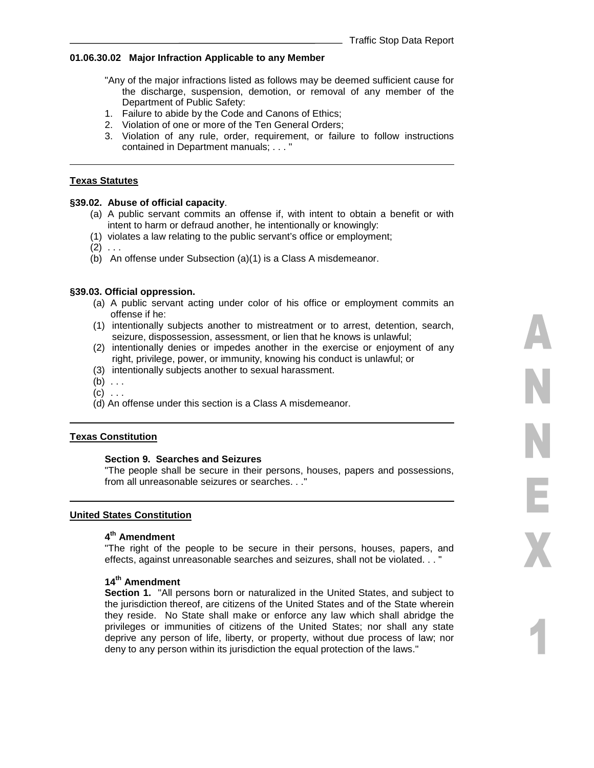**01.06.30.02 Major Infraction Applicable to any Member**

"Any of the major infractions listed as follows may be deemed sufficient cause for the discharge, suspension, demotion, or removal of any member of the Department of Public Safety:

1. Failure to abide by the Code and Canons of Ethics;
2. Violation of one or more of the Ten General Orders;
3. Violation of any rule, order, requirement, or failure to follow instructions contained in Department manuals; . . . "

---

## Texas Statutes

**§39.02. Abuse of official capacity**.

(a) A public servant commits an offense if, with intent to obtain a benefit or with intent to harm or defraud another, he intentionally or knowingly:

(1) violates a law relating to the public servant's office or employment;

(2) . . .

(b) An offense under Subsection (a)(1) is a Class A misdemeanor.

**§39.03. Official oppression.**

(a) A public servant acting under color of his office or employment commits an offense if he:

(1) intentionally subjects another to mistreatment or to arrest, detention, search, seizure, dispossession, assessment, or lien that he knows is unlawful;

(2) intentionally denies or impedes another in the exercise or enjoyment of any right, privilege, power, or immunity, knowing his conduct is unlawful; or

(3) intentionally subjects another to sexual harassment.

(b) . . .

(c) . . .

(d) An offense under this section is a Class A misdemeanor.

---

## Texas Constitution

**Section 9. Searches and Seizures**

"The people shall be secure in their persons, houses, papers and possessions, from all unreasonable seizures or searches. . ."

---

## United States Constitution

**4th Amendment**

"The right of the people to be secure in their persons, houses, papers, and effects, against unreasonable searches and seizures, shall not be violated. . . "

**14th Amendment**

**Section 1.** "All persons born or naturalized in the United States, and subject to the jurisdiction thereof, are citizens of the United States and of the State wherein they reside. No State shall make or enforce any law which shall abridge the privileges or immunities of citizens of the United States; nor shall any state deprive any person of life, liberty, or property, without due process of law; nor deny to any person within its jurisdiction the equal protection of the laws."

ANNEX 1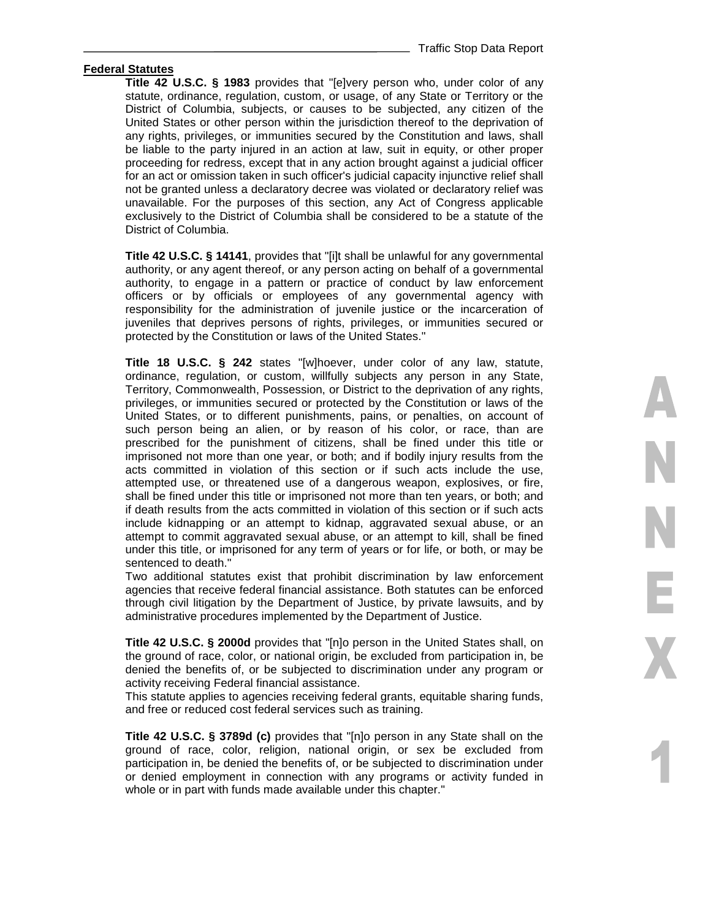**Federal Statutes**

**Title 42 U.S.C. § 1983** provides that "[e]very person who, under color of any statute, ordinance, regulation, custom, or usage, of any State or Territory or the District of Columbia, subjects, or causes to be subjected, any citizen of the United States or other person within the jurisdiction thereof to the deprivation of any rights, privileges, or immunities secured by the Constitution and laws, shall be liable to the party injured in an action at law, suit in equity, or other proper proceeding for redress, except that in any action brought against a judicial officer for an act or omission taken in such officer's judicial capacity injunctive relief shall not be granted unless a declaratory decree was violated or declaratory relief was unavailable. For the purposes of this section, any Act of Congress applicable exclusively to the District of Columbia shall be considered to be a statute of the District of Columbia.

**Title 42 U.S.C. § 14141**, provides that "[i]t shall be unlawful for any governmental authority, or any agent thereof, or any person acting on behalf of a governmental authority, to engage in a pattern or practice of conduct by law enforcement officers or by officials or employees of any governmental agency with responsibility for the administration of juvenile justice or the incarceration of juveniles that deprives persons of rights, privileges, or immunities secured or protected by the Constitution or laws of the United States."

**Title 18 U.S.C. § 242** states "[w]hoever, under color of any law, statute, ordinance, regulation, or custom, willfully subjects any person in any State, Territory, Commonwealth, Possession, or District to the deprivation of any rights, privileges, or immunities secured or protected by the Constitution or laws of the United States, or to different punishments, pains, or penalties, on account of such person being an alien, or by reason of his color, or race, than are prescribed for the punishment of citizens, shall be fined under this title or imprisoned not more than one year, or both; and if bodily injury results from the acts committed in violation of this section or if such acts include the use, attempted use, or threatened use of a dangerous weapon, explosives, or fire, shall be fined under this title or imprisoned not more than ten years, or both; and if death results from the acts committed in violation of this section or if such acts include kidnapping or an attempt to kidnap, aggravated sexual abuse, or an attempt to commit aggravated sexual abuse, or an attempt to kill, shall be fined under this title, or imprisoned for any term of years or for life, or both, or may be sentenced to death."

Two additional statutes exist that prohibit discrimination by law enforcement agencies that receive federal financial assistance. Both statutes can be enforced through civil litigation by the Department of Justice, by private lawsuits, and by administrative procedures implemented by the Department of Justice.

**Title 42 U.S.C. § 2000d** provides that "[n]o person in the United States shall, on the ground of race, color, or national origin, be excluded from participation in, be denied the benefits of, or be subjected to discrimination under any program or activity receiving Federal financial assistance.

This statute applies to agencies receiving federal grants, equitable sharing funds, and free or reduced cost federal services such as training.

**Title 42 U.S.C. § 3789d (c)** provides that "[n]o person in any State shall on the ground of race, color, religion, national origin, or sex be excluded from participation in, be denied the benefits of, or be subjected to discrimination under or denied employment in connection with any programs or activity funded in whole or in part with funds made available under this chapter."

ANNEX 1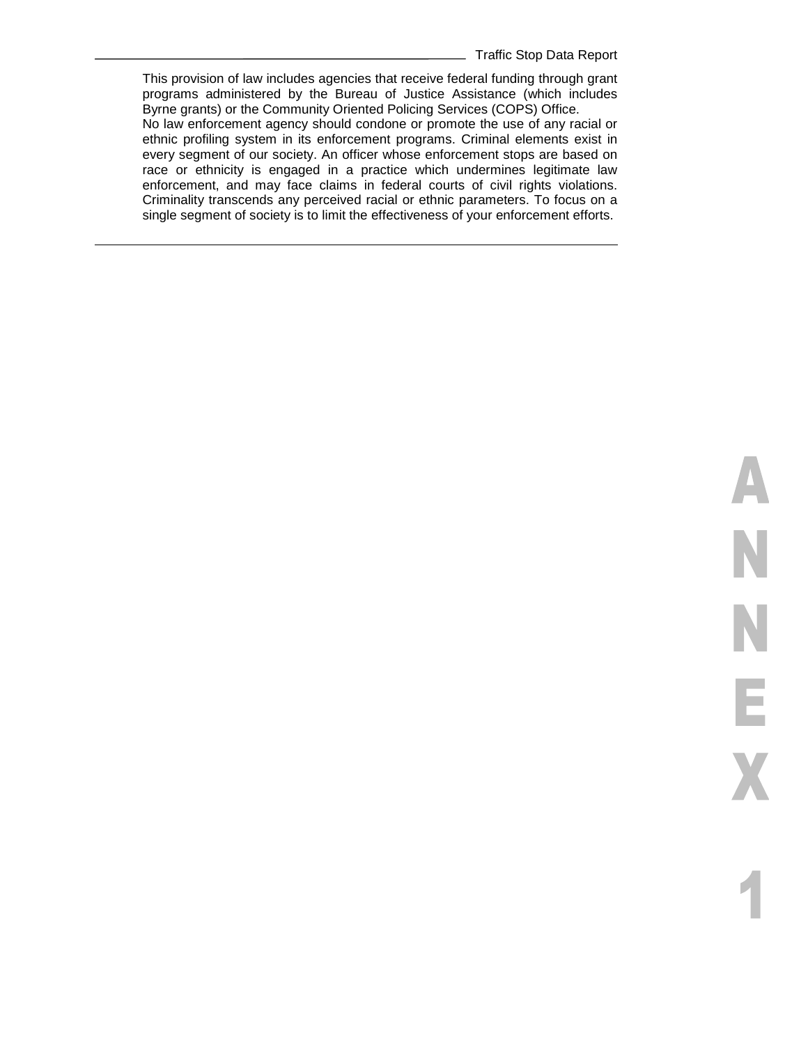This provision of law includes agencies that receive federal funding through grant programs administered by the Bureau of Justice Assistance (which includes Byrne grants) or the Community Oriented Policing Services (COPS) Office.

No law enforcement agency should condone or promote the use of any racial or ethnic profiling system in its enforcement programs. Criminal elements exist in every segment of our society. An officer whose enforcement stops are based on race or ethnicity is engaged in a practice which undermines legitimate law enforcement, and may face claims in federal courts of civil rights violations. Criminality transcends any perceived racial or ethnic parameters. To focus on a single segment of society is to limit the effectiveness of your enforcement efforts.